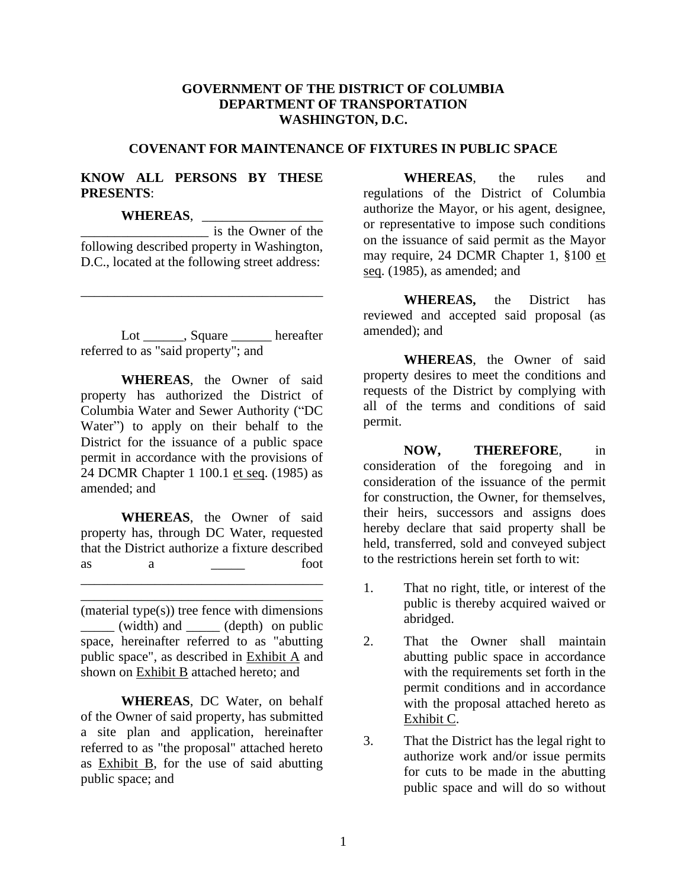**GOVERNMENT OF THE DISTRICT OF COLUMBIA**
**DEPARTMENT OF TRANSPORTATION**
**WASHINGTON, D.C.**

## COVENANT FOR MAINTENANCE OF FIXTURES IN PUBLIC SPACE

**KNOW ALL PERSONS BY THESE PRESENTS**:

**WHEREAS**, ____________________________________ is the Owner of the following described property in Washington, D.C., located at the following street address:

____________________________________

Lot ______, Square ______ hereafter referred to as "said property"; and

**WHEREAS**, the Owner of said property has authorized the District of Columbia Water and Sewer Authority ("DC Water") to apply on their behalf to the District for the issuance of a public space permit in accordance with the provisions of 24 DCMR Chapter 1 100.1 et seq. (1985) as amended; and

**WHEREAS**, the Owner of said property has, through DC Water, requested that the District authorize a fixture described as a _____ foot ____________________________________ ____________________________________ (material type(s)) tree fence with dimensions _____ (width) and _____ (depth) on public space, hereinafter referred to as "abutting public space", as described in Exhibit A and shown on Exhibit B attached hereto; and

**WHEREAS**, DC Water, on behalf of the Owner of said property, has submitted a site plan and application, hereinafter referred to as "the proposal" attached hereto as Exhibit B, for the use of said abutting public space; and

**WHEREAS**, the rules and regulations of the District of Columbia authorize the Mayor, or his agent, designee, or representative to impose such conditions on the issuance of said permit as the Mayor may require, 24 DCMR Chapter 1, §100 et seq. (1985), as amended; and

**WHEREAS,** the District has reviewed and accepted said proposal (as amended); and

**WHEREAS**, the Owner of said property desires to meet the conditions and requests of the District by complying with all of the terms and conditions of said permit.

**NOW, THEREFORE**, in consideration of the foregoing and in consideration of the issuance of the permit for construction, the Owner, for themselves, their heirs, successors and assigns does hereby declare that said property shall be held, transferred, sold and conveyed subject to the restrictions herein set forth to wit:

1. That no right, title, or interest of the public is thereby acquired waived or abridged.

2. That the Owner shall maintain abutting public space in accordance with the requirements set forth in the permit conditions and in accordance with the proposal attached hereto as Exhibit C.

3. That the District has the legal right to authorize work and/or issue permits for cuts to be made in the abutting public space and will do so without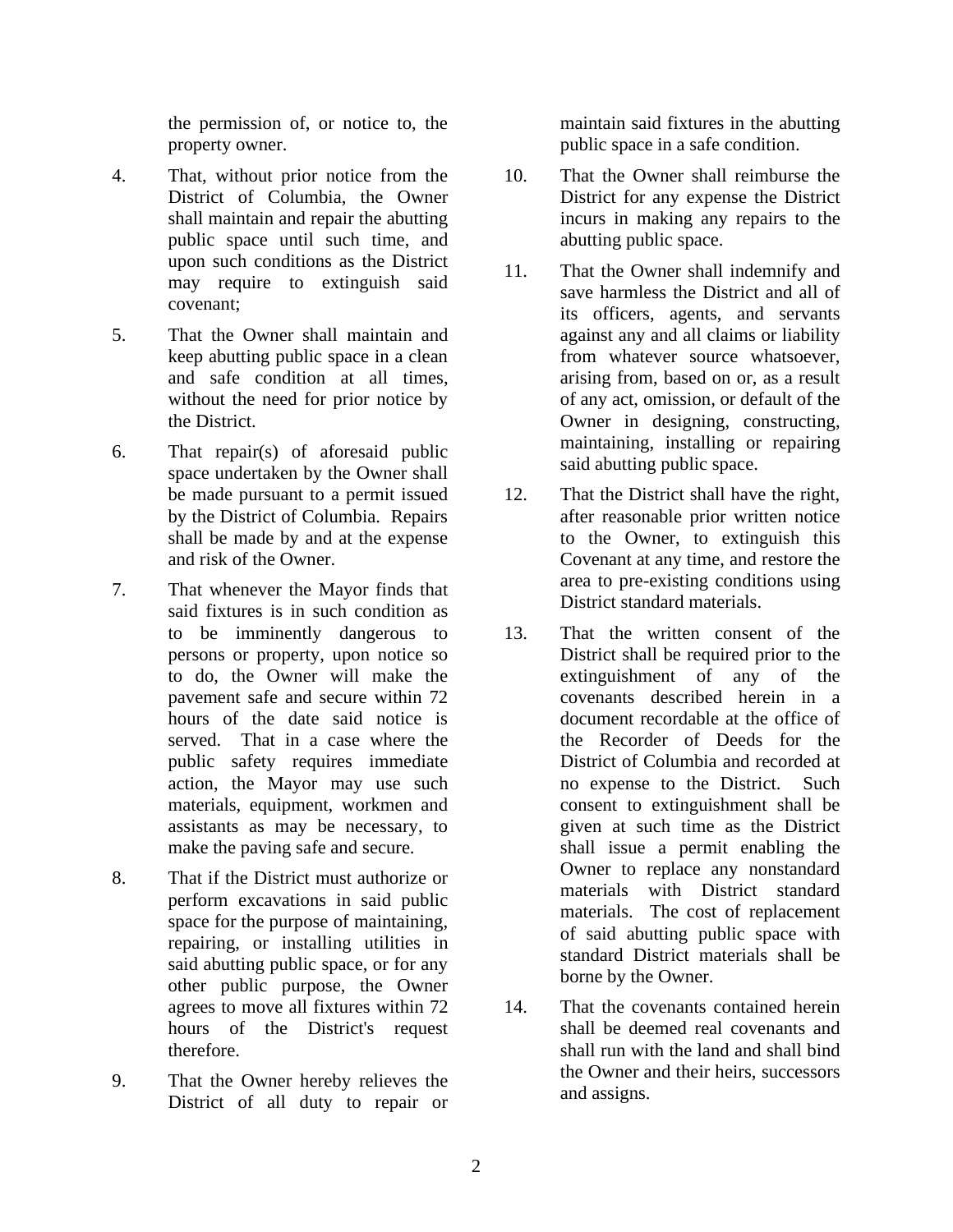the permission of, or notice to, the property owner.

4. That, without prior notice from the District of Columbia, the Owner shall maintain and repair the abutting public space until such time, and upon such conditions as the District may require to extinguish said covenant;

5. That the Owner shall maintain and keep abutting public space in a clean and safe condition at all times, without the need for prior notice by the District.

6. That repair(s) of aforesaid public space undertaken by the Owner shall be made pursuant to a permit issued by the District of Columbia. Repairs shall be made by and at the expense and risk of the Owner.

7. That whenever the Mayor finds that said fixtures is in such condition as to be imminently dangerous to persons or property, upon notice so to do, the Owner will make the pavement safe and secure within 72 hours of the date said notice is served. That in a case where the public safety requires immediate action, the Mayor may use such materials, equipment, workmen and assistants as may be necessary, to make the paving safe and secure.

8. That if the District must authorize or perform excavations in said public space for the purpose of maintaining, repairing, or installing utilities in said abutting public space, or for any other public purpose, the Owner agrees to move all fixtures within 72 hours of the District's request therefore.

9. That the Owner hereby relieves the District of all duty to repair or maintain said fixtures in the abutting public space in a safe condition.

10. That the Owner shall reimburse the District for any expense the District incurs in making any repairs to the abutting public space.

11. That the Owner shall indemnify and save harmless the District and all of its officers, agents, and servants against any and all claims or liability from whatever source whatsoever, arising from, based on or, as a result of any act, omission, or default of the Owner in designing, constructing, maintaining, installing or repairing said abutting public space.

12. That the District shall have the right, after reasonable prior written notice to the Owner, to extinguish this Covenant at any time, and restore the area to pre-existing conditions using District standard materials.

13. That the written consent of the District shall be required prior to the extinguishment of any of the covenants described herein in a document recordable at the office of the Recorder of Deeds for the District of Columbia and recorded at no expense to the District. Such consent to extinguishment shall be given at such time as the District shall issue a permit enabling the Owner to replace any nonstandard materials with District standard materials. The cost of replacement of said abutting public space with standard District materials shall be borne by the Owner.

14. That the covenants contained herein shall be deemed real covenants and shall run with the land and shall bind the Owner and their heirs, successors and assigns.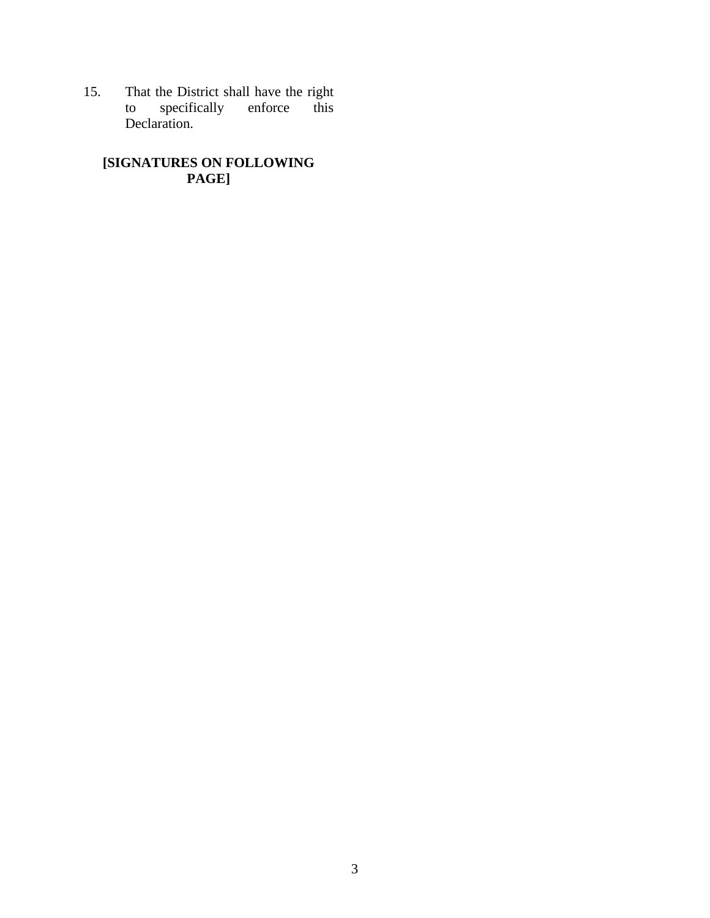15. That the District shall have the right to specifically enforce this Declaration.

**[SIGNATURES ON FOLLOWING PAGE]**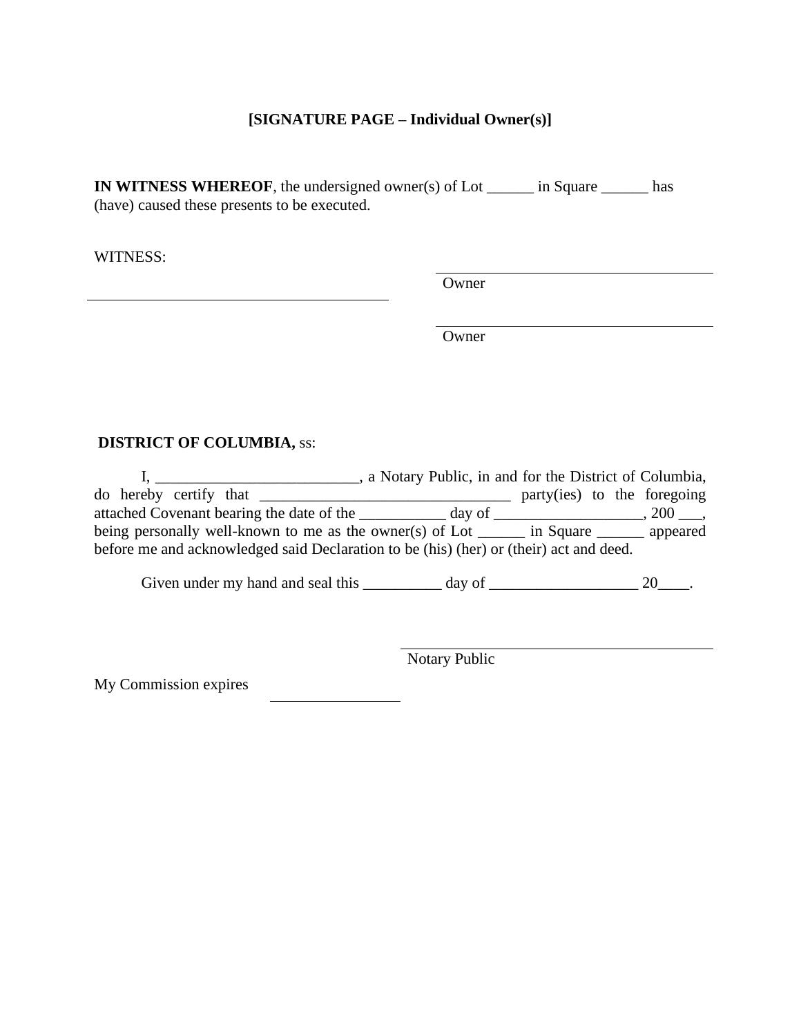**[SIGNATURE PAGE – Individual Owner(s)]**

**IN WITNESS WHEREOF**, the undersigned owner(s) of Lot ______ in Square ______ has (have) caused these presents to be executed.

WITNESS:

_______________________________________ 

_______________________________________
Owner

_______________________________________
Owner

**DISTRICT OF COLUMBIA,** ss:

I, __________________________, a Notary Public, in and for the District of Columbia, do hereby certify that ________________________________ party(ies) to the foregoing attached Covenant bearing the date of the ___________ day of ___________________, 200 ___, being personally well-known to me as the owner(s) of Lot ______ in Square ______ appeared before me and acknowledged said Declaration to be (his) (her) or (their) act and deed.

Given under my hand and seal this __________ day of ___________________ 20____.

_______________________________________
Notary Public

My Commission expires _________________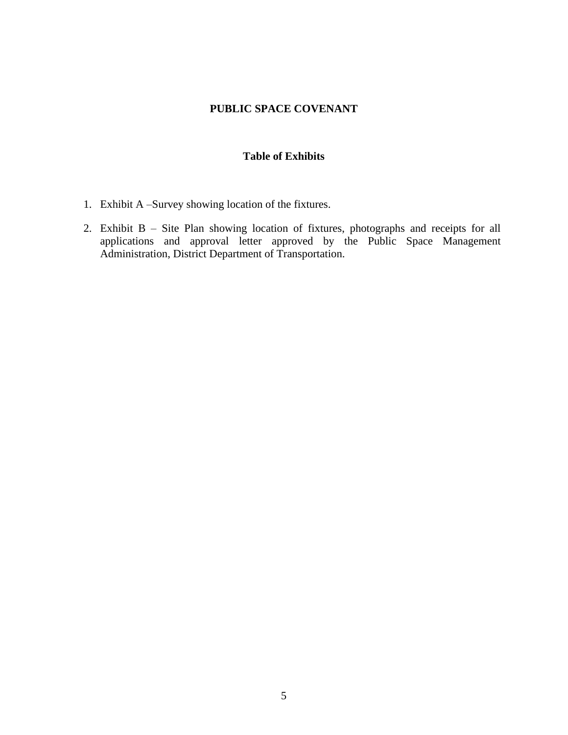# PUBLIC SPACE COVENANT

## Table of Exhibits

1. Exhibit A –Survey showing location of the fixtures.

2. Exhibit B – Site Plan showing location of fixtures, photographs and receipts for all applications and approval letter approved by the Public Space Management Administration, District Department of Transportation.